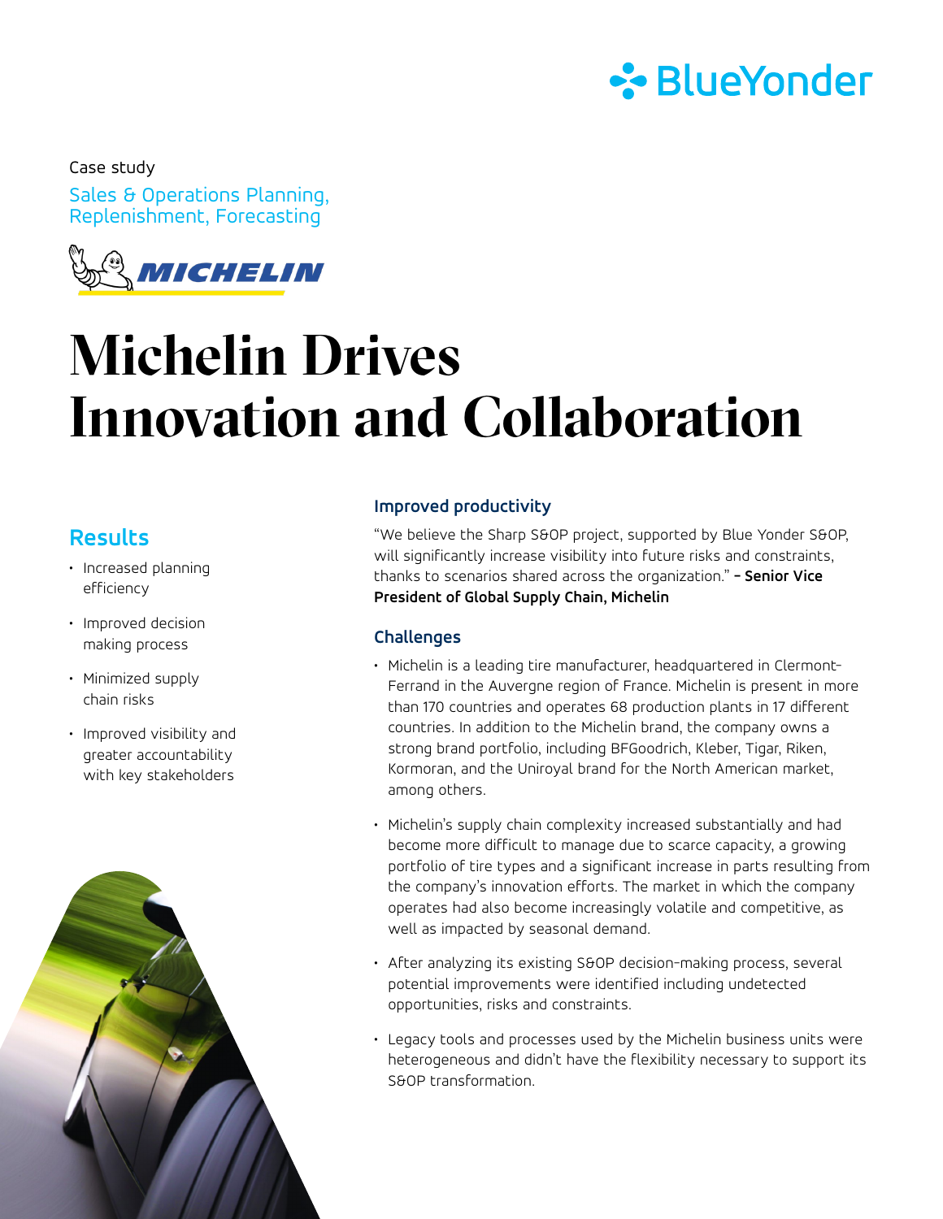Case study

Sales & Operations Planning, Replenishment, Forecasting

# Michelin Drives Innovation and Collaboration

## Results

- Increased planning efficiency
- Improved decision making process
- Minimized supply chain risks
- Improved visibility and greater accountability with key stakeholders

### Improved productivity

"We believe the Sharp S&OP project, supported by Blue Yonder S&OP, will significantly increase visibility into future risks and constraints, thanks to scenarios shared across the organization." **– Senior Vice President of Global Supply Chain, Michelin**

### Challenges

- Michelin is a leading tire manufacturer, headquartered in Clermont-Ferrand in the Auvergne region of France. Michelin is present in more than 170 countries and operates 68 production plants in 17 different countries. In addition to the Michelin brand, the company owns a strong brand portfolio, including BFGoodrich, Kleber, Tigar, Riken, Kormoran, and the Uniroyal brand for the North American market, among others.
- Michelin's supply chain complexity increased substantially and had become more difficult to manage due to scarce capacity, a growing portfolio of tire types and a significant increase in parts resulting from the company's innovation efforts. The market in which the company operates had also become increasingly volatile and competitive, as well as impacted by seasonal demand.
- After analyzing its existing S&OP decision-making process, several potential improvements were identified including undetected opportunities, risks and constraints.
- Legacy tools and processes used by the Michelin business units were heterogeneous and didn't have the flexibility necessary to support its S&OP transformation.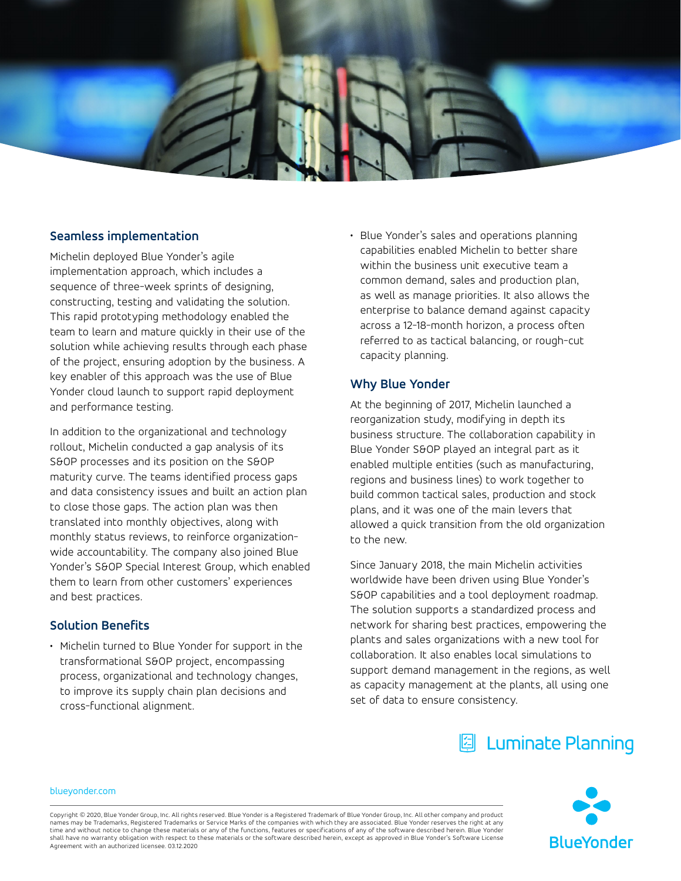## Seamless implementation

Michelin deployed Blue Yonder's agile implementation approach, which includes a sequence of three-week sprints of designing, constructing, testing and validating the solution. This rapid prototyping methodology enabled the team to learn and mature quickly in their use of the solution while achieving results through each phase of the project, ensuring adoption by the business. A key enabler of this approach was the use of Blue Yonder cloud launch to support rapid deployment and performance testing.

In addition to the organizational and technology rollout, Michelin conducted a gap analysis of its S&OP processes and its position on the S&OP maturity curve. The teams identified process gaps and data consistency issues and built an action plan to close those gaps. The action plan was then translated into monthly objectives, along with monthly status reviews, to reinforce organization-wide accountability. The company also joined Blue Yonder's S&OP Special Interest Group, which enabled them to learn from other customers' experiences and best practices.

## Solution Benefits

- Michelin turned to Blue Yonder for support in the transformational S&OP project, encompassing process, organizational and technology changes, to improve its supply chain plan decisions and cross-functional alignment.
- Blue Yonder's sales and operations planning capabilities enabled Michelin to better share within the business unit executive team a common demand, sales and production plan, as well as manage priorities. It also allows the enterprise to balance demand against capacity across a 12-18-month horizon, a process often referred to as tactical balancing, or rough-cut capacity planning.

## Why Blue Yonder

At the beginning of 2017, Michelin launched a reorganization study, modifying in depth its business structure. The collaboration capability in Blue Yonder S&OP played an integral part as it enabled multiple entities (such as manufacturing, regions and business lines) to work together to build common tactical sales, production and stock plans, and it was one of the main levers that allowed a quick transition from the old organization to the new.

Since January 2018, the main Michelin activities worldwide have been driven using Blue Yonder's S&OP capabilities and a tool deployment roadmap. The solution supports a standardized process and network for sharing best practices, empowering the plants and sales organizations with a new tool for collaboration. It also enables local simulations to support demand management in the regions, as well as capacity management at the plants, all using one set of data to ensure consistency.

Luminate Planning

blueyonder.com

Copyright © 2020, Blue Yonder Group, Inc. All rights reserved. Blue Yonder is a Registered Trademark of Blue Yonder Group, Inc. All other company and product names may be Trademarks, Registered Trademarks or Service Marks of the companies with which they are associated. Blue Yonder reserves the right at any time and without notice to change these materials or any of the functions, features or specifications of any of the software described herein. Blue Yonder shall have no warranty obligation with respect to these materials or the software described herein, except as approved in Blue Yonder's Software License Agreement with an authorized licensee. 03.12.2020

BlueYonder